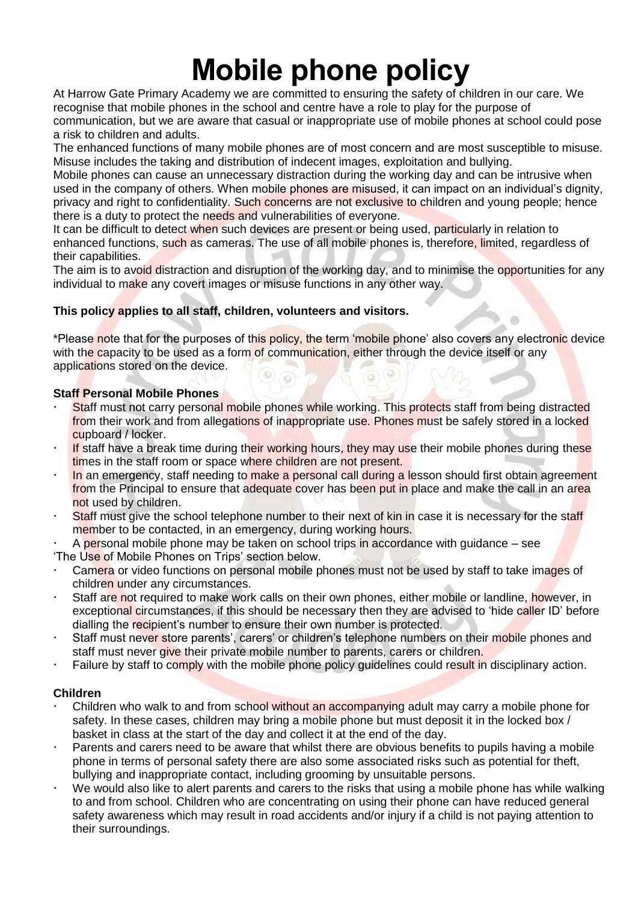# Mobile phone policy

At Harrow Gate Primary Academy we are committed to ensuring the safety of children in our care. We recognise that mobile phones in the school and centre have a role to play for the purpose of communication, but we are aware that casual or inappropriate use of mobile phones at school could pose a risk to children and adults.

The enhanced functions of many mobile phones are of most concern and are most susceptible to misuse. Misuse includes the taking and distribution of indecent images, exploitation and bullying.

Mobile phones can cause an unnecessary distraction during the working day and can be intrusive when used in the company of others. When mobile phones are misused, it can impact on an individual's dignity, privacy and right to confidentiality. Such concerns are not exclusive to children and young people; hence there is a duty to protect the needs and vulnerabilities of everyone.

It can be difficult to detect when such devices are present or being used, particularly in relation to enhanced functions, such as cameras. The use of all mobile phones is, therefore, limited, regardless of their capabilities.

The aim is to avoid distraction and disruption of the working day, and to minimise the opportunities for any individual to make any covert images or misuse functions in any other way.

**This policy applies to all staff, children, volunteers and visitors.**

*Please note that for the purposes of this policy, the term 'mobile phone' also covers any electronic device with the capacity to be used as a form of communication, either through the device itself or any applications stored on the device.

**Staff Personal Mobile Phones**

- Staff must not carry personal mobile phones while working. This protects staff from being distracted from their work and from allegations of inappropriate use. Phones must be safely stored in a locked cupboard / locker.
- If staff have a break time during their working hours, they may use their mobile phones during these times in the staff room or space where children are not present.
- In an emergency, staff needing to make a personal call during a lesson should first obtain agreement from the Principal to ensure that adequate cover has been put in place and make the call in an area not used by children.
- Staff must give the school telephone number to their next of kin in case it is necessary for the staff member to be contacted, in an emergency, during working hours.
- A personal mobile phone may be taken on school trips in accordance with guidance – see 'The Use of Mobile Phones on Trips' section below.
- Camera or video functions on personal mobile phones must not be used by staff to take images of children under any circumstances.
- Staff are not required to make work calls on their own phones, either mobile or landline, however, in exceptional circumstances, if this should be necessary then they are advised to 'hide caller ID' before dialling the recipient's number to ensure their own number is protected.
- Staff must never store parents', carers' or children's telephone numbers on their mobile phones and staff must never give their private mobile number to parents, carers or children.
- Failure by staff to comply with the mobile phone policy guidelines could result in disciplinary action.

**Children**

- Children who walk to and from school without an accompanying adult may carry a mobile phone for safety. In these cases, children may bring a mobile phone but must deposit it in the locked box / basket in class at the start of the day and collect it at the end of the day.
- Parents and carers need to be aware that whilst there are obvious benefits to pupils having a mobile phone in terms of personal safety there are also some associated risks such as potential for theft, bullying and inappropriate contact, including grooming by unsuitable persons.
- We would also like to alert parents and carers to the risks that using a mobile phone has while walking to and from school. Children who are concentrating on using their phone can have reduced general safety awareness which may result in road accidents and/or injury if a child is not paying attention to their surroundings.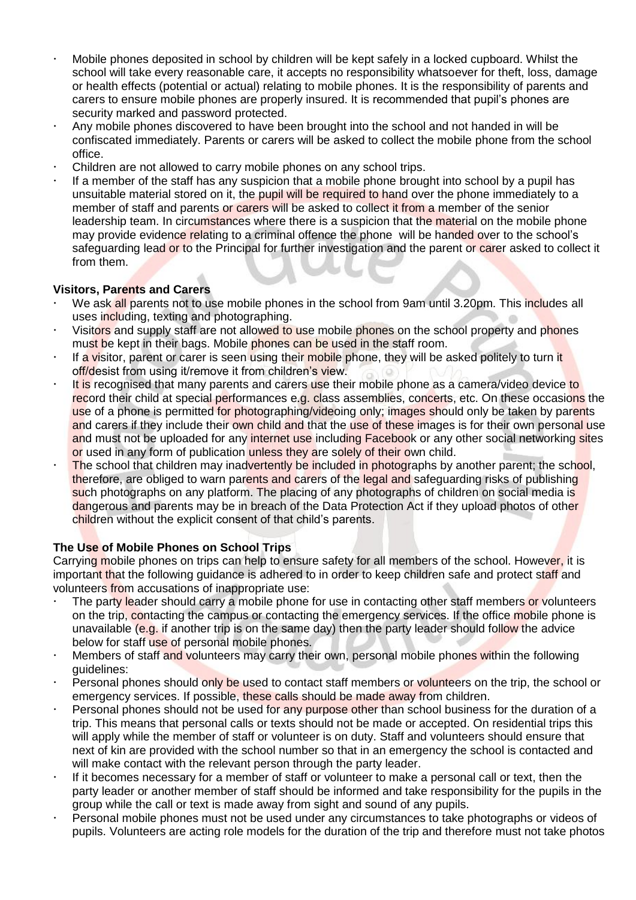- Mobile phones deposited in school by children will be kept safely in a locked cupboard. Whilst the school will take every reasonable care, it accepts no responsibility whatsoever for theft, loss, damage or health effects (potential or actual) relating to mobile phones. It is the responsibility of parents and carers to ensure mobile phones are properly insured. It is recommended that pupil's phones are security marked and password protected.
- Any mobile phones discovered to have been brought into the school and not handed in will be confiscated immediately. Parents or carers will be asked to collect the mobile phone from the school office.
- Children are not allowed to carry mobile phones on any school trips.
- If a member of the staff has any suspicion that a mobile phone brought into school by a pupil has unsuitable material stored on it, the pupil will be required to hand over the phone immediately to a member of staff and parents or carers will be asked to collect it from a member of the senior leadership team. In circumstances where there is a suspicion that the material on the mobile phone may provide evidence relating to a criminal offence the phone will be handed over to the school's safeguarding lead or to the Principal for further investigation and the parent or carer asked to collect it from them.

**Visitors, Parents and Carers**

- We ask all parents not to use mobile phones in the school from 9am until 3.20pm. This includes all uses including, texting and photographing.
- Visitors and supply staff are not allowed to use mobile phones on the school property and phones must be kept in their bags. Mobile phones can be used in the staff room.
- If a visitor, parent or carer is seen using their mobile phone, they will be asked politely to turn it off/desist from using it/remove it from children's view.
- It is recognised that many parents and carers use their mobile phone as a camera/video device to record their child at special performances e.g. class assemblies, concerts, etc. On these occasions the use of a phone is permitted for photographing/videoing only; images should only be taken by parents and carers if they include their own child and that the use of these images is for their own personal use and must not be uploaded for any internet use including Facebook or any other social networking sites or used in any form of publication unless they are solely of their own child.
- The school that children may inadvertently be included in photographs by another parent; the school, therefore, are obliged to warn parents and carers of the legal and safeguarding risks of publishing such photographs on any platform. The placing of any photographs of children on social media is dangerous and parents may be in breach of the Data Protection Act if they upload photos of other children without the explicit consent of that child's parents.

**The Use of Mobile Phones on School Trips**

Carrying mobile phones on trips can help to ensure safety for all members of the school. However, it is important that the following guidance is adhered to in order to keep children safe and protect staff and volunteers from accusations of inappropriate use:

- The party leader should carry a mobile phone for use in contacting other staff members or volunteers on the trip, contacting the campus or contacting the emergency services. If the office mobile phone is unavailable (e.g. if another trip is on the same day) then the party leader should follow the advice below for staff use of personal mobile phones.
- Members of staff and volunteers may carry their own, personal mobile phones within the following guidelines:
- Personal phones should only be used to contact staff members or volunteers on the trip, the school or emergency services. If possible, these calls should be made away from children.
- Personal phones should not be used for any purpose other than school business for the duration of a trip. This means that personal calls or texts should not be made or accepted. On residential trips this will apply while the member of staff or volunteer is on duty. Staff and volunteers should ensure that next of kin are provided with the school number so that in an emergency the school is contacted and will make contact with the relevant person through the party leader.
- If it becomes necessary for a member of staff or volunteer to make a personal call or text, then the party leader or another member of staff should be informed and take responsibility for the pupils in the group while the call or text is made away from sight and sound of any pupils.
- Personal mobile phones must not be used under any circumstances to take photographs or videos of pupils. Volunteers are acting role models for the duration of the trip and therefore must not take photos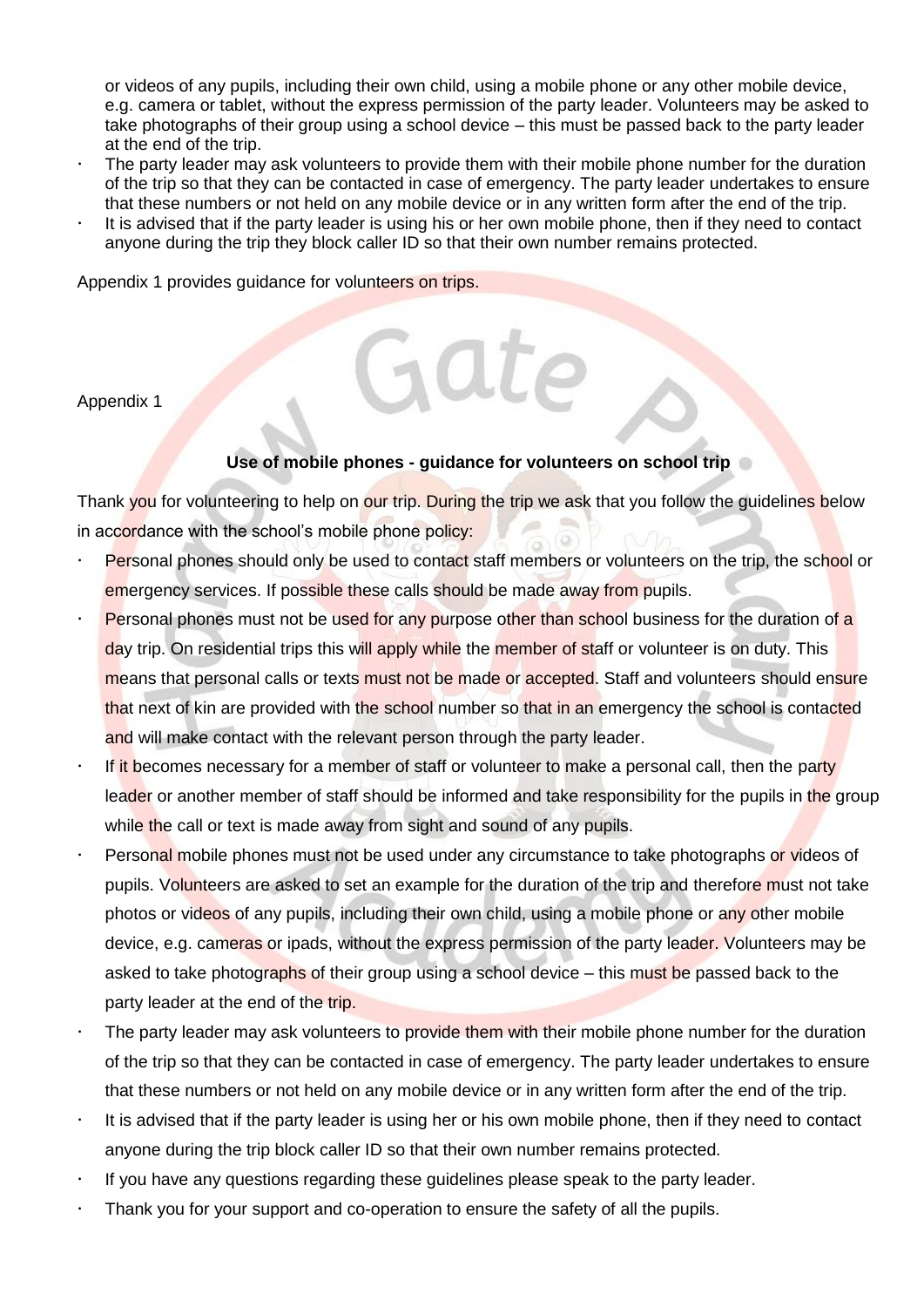or videos of any pupils, including their own child, using a mobile phone or any other mobile device, e.g. camera or tablet, without the express permission of the party leader. Volunteers may be asked to take photographs of their group using a school device – this must be passed back to the party leader at the end of the trip.

- The party leader may ask volunteers to provide them with their mobile phone number for the duration of the trip so that they can be contacted in case of emergency. The party leader undertakes to ensure that these numbers or not held on any mobile device or in any written form after the end of the trip.
- It is advised that if the party leader is using his or her own mobile phone, then if they need to contact anyone during the trip they block caller ID so that their own number remains protected.

Appendix 1 provides guidance for volunteers on trips.

Appendix 1

**Use of mobile phones - guidance for volunteers on school trip**

Thank you for volunteering to help on our trip. During the trip we ask that you follow the guidelines below in accordance with the school's mobile phone policy:

- Personal phones should only be used to contact staff members or volunteers on the trip, the school or emergency services. If possible these calls should be made away from pupils.
- Personal phones must not be used for any purpose other than school business for the duration of a day trip. On residential trips this will apply while the member of staff or volunteer is on duty. This means that personal calls or texts must not be made or accepted. Staff and volunteers should ensure that next of kin are provided with the school number so that in an emergency the school is contacted and will make contact with the relevant person through the party leader.
- If it becomes necessary for a member of staff or volunteer to make a personal call, then the party leader or another member of staff should be informed and take responsibility for the pupils in the group while the call or text is made away from sight and sound of any pupils.
- Personal mobile phones must not be used under any circumstance to take photographs or videos of pupils. Volunteers are asked to set an example for the duration of the trip and therefore must not take photos or videos of any pupils, including their own child, using a mobile phone or any other mobile device, e.g. cameras or ipads, without the express permission of the party leader. Volunteers may be asked to take photographs of their group using a school device – this must be passed back to the party leader at the end of the trip.
- The party leader may ask volunteers to provide them with their mobile phone number for the duration of the trip so that they can be contacted in case of emergency. The party leader undertakes to ensure that these numbers or not held on any mobile device or in any written form after the end of the trip.
- It is advised that if the party leader is using her or his own mobile phone, then if they need to contact anyone during the trip block caller ID so that their own number remains protected.
- If you have any questions regarding these guidelines please speak to the party leader.
- Thank you for your support and co-operation to ensure the safety of all the pupils.